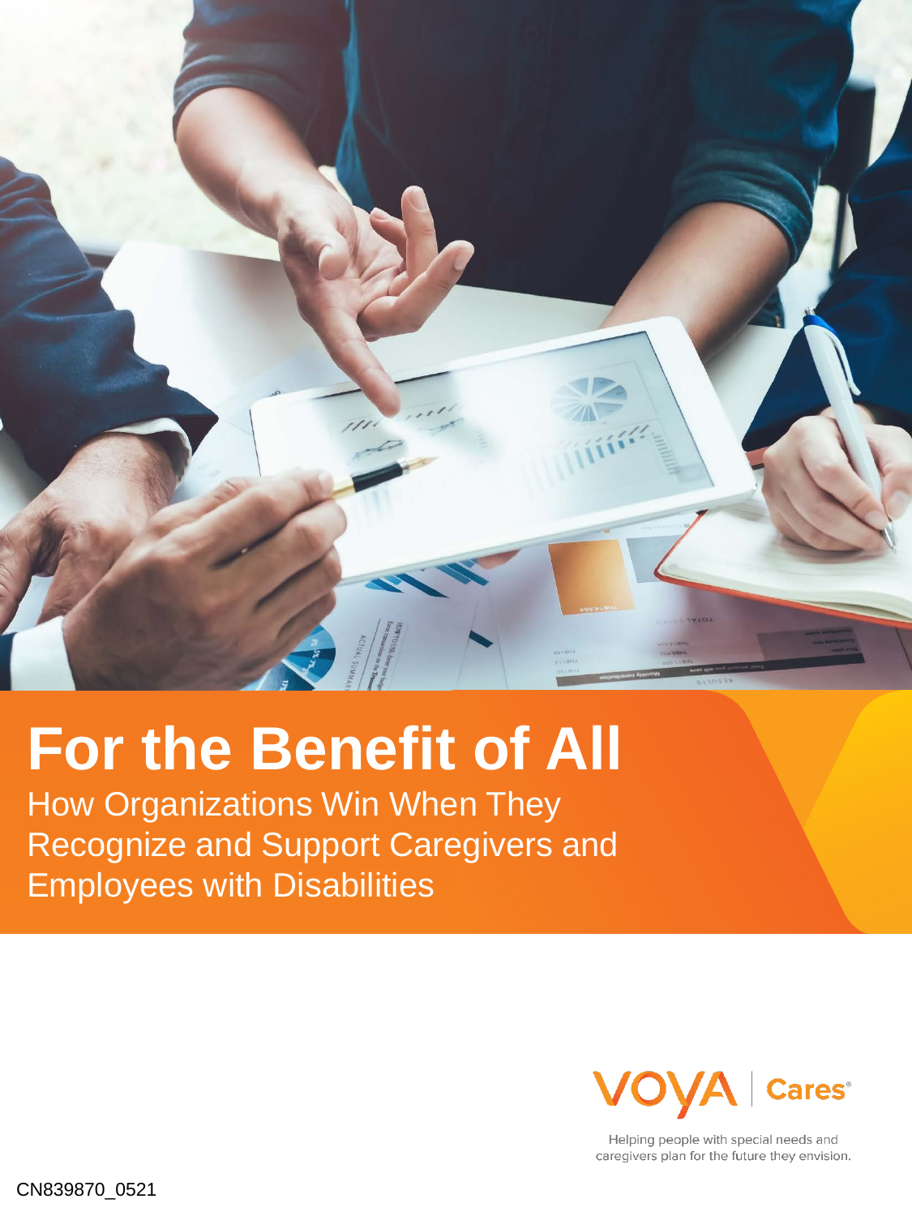# For the Benefit of All

How Organizations Win When They Recognize and Support Caregivers and Employees with Disabilities

VOYA | Cares®

Helping people with special needs and caregivers plan for the future they envision.

CN839870_0521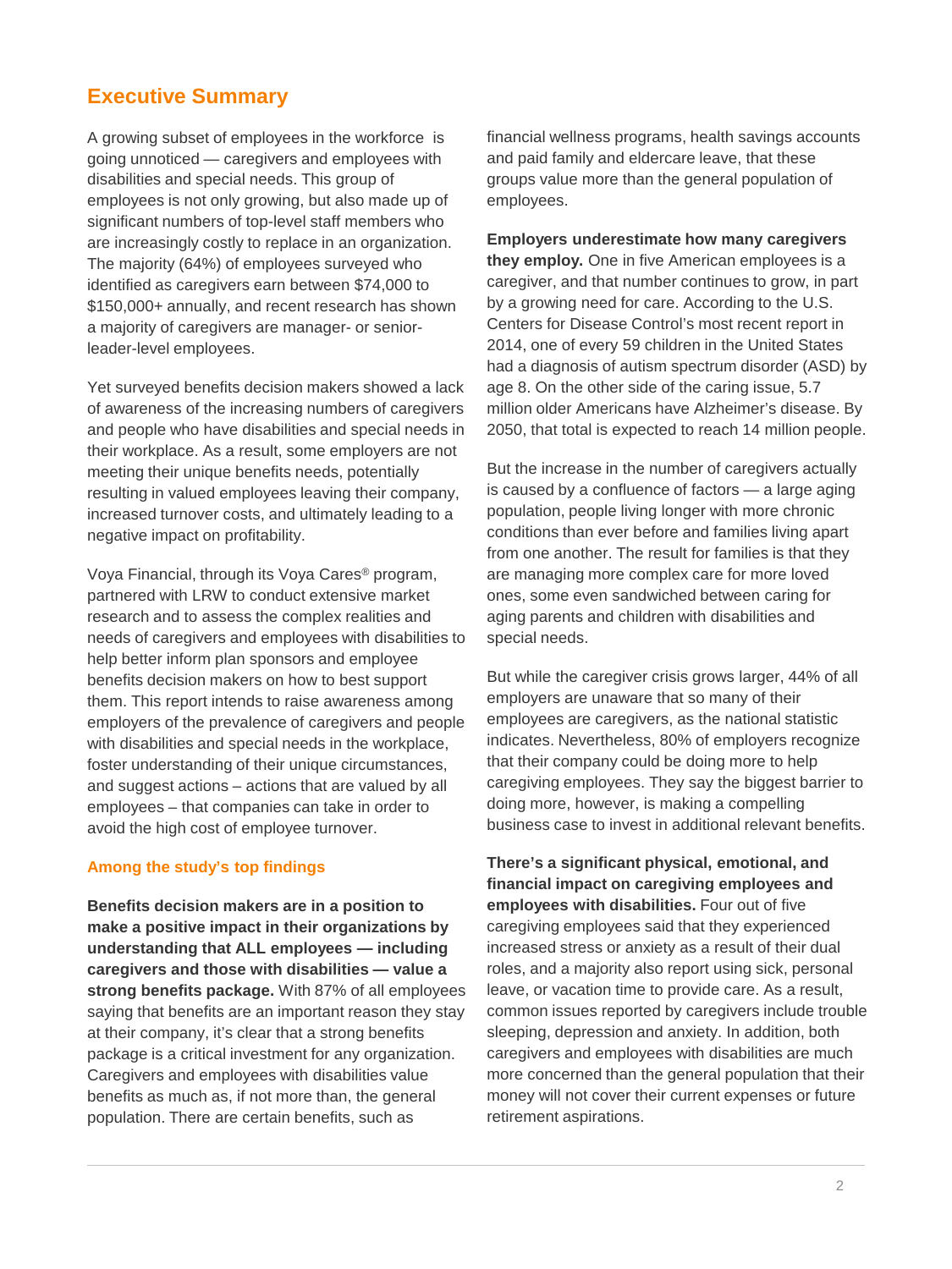## Executive Summary

A growing subset of employees in the workforce is going unnoticed — caregivers and employees with disabilities and special needs. This group of employees is not only growing, but also made up of significant numbers of top-level staff members who are increasingly costly to replace in an organization. The majority (64%) of employees surveyed who identified as caregivers earn between $74,000 to $150,000+ annually, and recent research has shown a majority of caregivers are manager- or senior-leader-level employees.

Yet surveyed benefits decision makers showed a lack of awareness of the increasing numbers of caregivers and people who have disabilities and special needs in their workplace. As a result, some employers are not meeting their unique benefits needs, potentially resulting in valued employees leaving their company, increased turnover costs, and ultimately leading to a negative impact on profitability.

Voya Financial, through its Voya Cares® program, partnered with LRW to conduct extensive market research and to assess the complex realities and needs of caregivers and employees with disabilities to help better inform plan sponsors and employee benefits decision makers on how to best support them. This report intends to raise awareness among employers of the prevalence of caregivers and people with disabilities and special needs in the workplace, foster understanding of their unique circumstances, and suggest actions – actions that are valued by all employees – that companies can take in order to avoid the high cost of employee turnover.

### Among the study's top findings

**Benefits decision makers are in a position to make a positive impact in their organizations by understanding that ALL employees — including caregivers and those with disabilities — value a strong benefits package.** With 87% of all employees saying that benefits are an important reason they stay at their company, it's clear that a strong benefits package is a critical investment for any organization. Caregivers and employees with disabilities value benefits as much as, if not more than, the general population. There are certain benefits, such as financial wellness programs, health savings accounts and paid family and eldercare leave, that these groups value more than the general population of employees.

**Employers underestimate how many caregivers they employ.** One in five American employees is a caregiver, and that number continues to grow, in part by a growing need for care. According to the U.S. Centers for Disease Control's most recent report in 2014, one of every 59 children in the United States had a diagnosis of autism spectrum disorder (ASD) by age 8. On the other side of the caring issue, 5.7 million older Americans have Alzheimer's disease. By 2050, that total is expected to reach 14 million people.

But the increase in the number of caregivers actually is caused by a confluence of factors — a large aging population, people living longer with more chronic conditions than ever before and families living apart from one another. The result for families is that they are managing more complex care for more loved ones, some even sandwiched between caring for aging parents and children with disabilities and special needs.

But while the caregiver crisis grows larger, 44% of all employers are unaware that so many of their employees are caregivers, as the national statistic indicates. Nevertheless, 80% of employers recognize that their company could be doing more to help caregiving employees. They say the biggest barrier to doing more, however, is making a compelling business case to invest in additional relevant benefits.

**There's a significant physical, emotional, and financial impact on caregiving employees and employees with disabilities.** Four out of five caregiving employees said that they experienced increased stress or anxiety as a result of their dual roles, and a majority also report using sick, personal leave, or vacation time to provide care. As a result, common issues reported by caregivers include trouble sleeping, depression and anxiety. In addition, both caregivers and employees with disabilities are much more concerned than the general population that their money will not cover their current expenses or future retirement aspirations.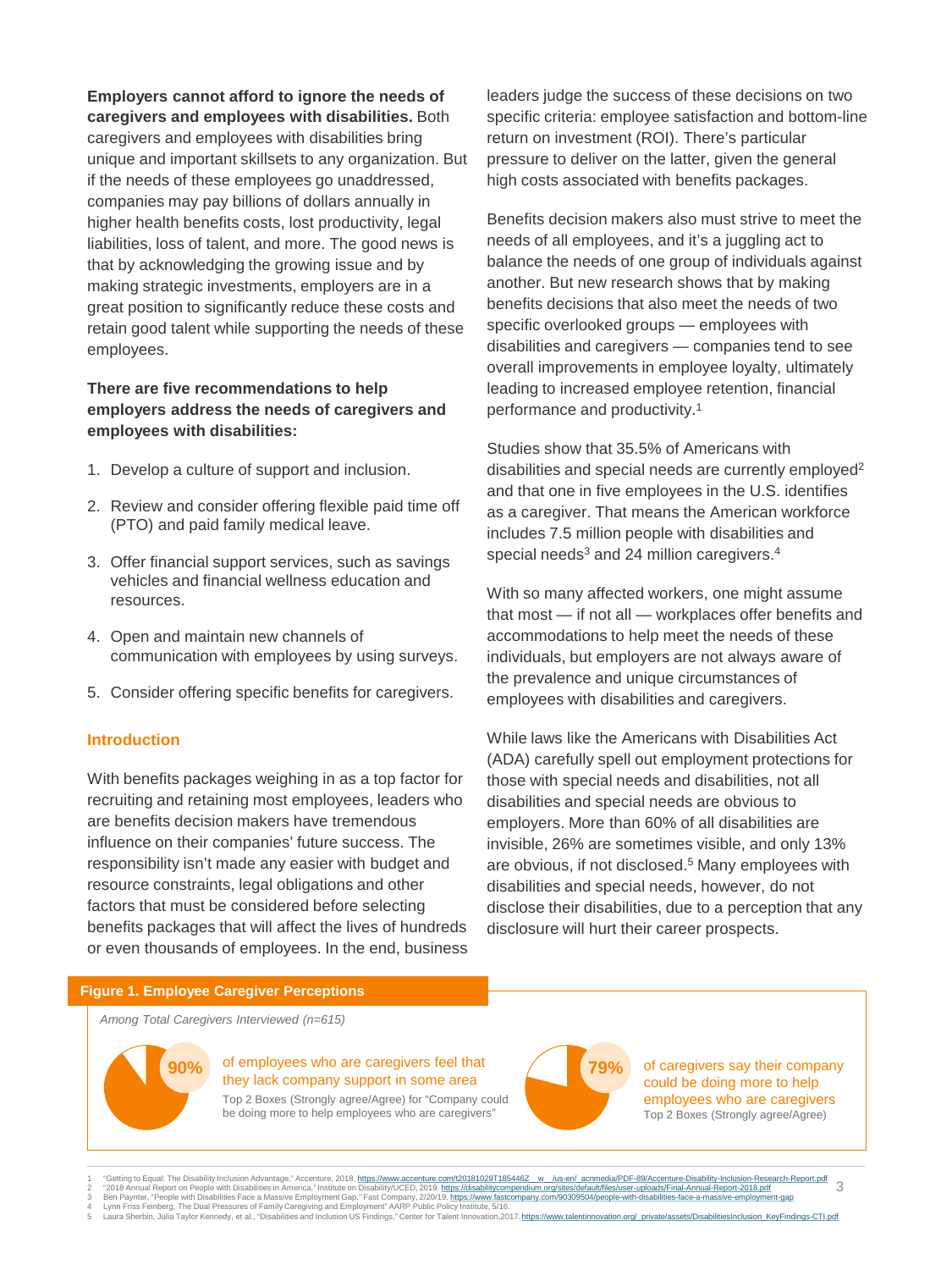**Employers cannot afford to ignore the needs of caregivers and employees with disabilities.** Both caregivers and employees with disabilities bring unique and important skillsets to any organization. But if the needs of these employees go unaddressed, companies may pay billions of dollars annually in higher health benefits costs, lost productivity, legal liabilities, loss of talent, and more. The good news is that by acknowledging the growing issue and by making strategic investments, employers are in a great position to significantly reduce these costs and retain good talent while supporting the needs of these employees.

**There are five recommendations to help employers address the needs of caregivers and employees with disabilities:**

1. Develop a culture of support and inclusion.
2. Review and consider offering flexible paid time off (PTO) and paid family medical leave.
3. Offer financial support services, such as savings vehicles and financial wellness education and resources.
4. Open and maintain new channels of communication with employees by using surveys.
5. Consider offering specific benefits for caregivers.

## Introduction

With benefits packages weighing in as a top factor for recruiting and retaining most employees, leaders who are benefits decision makers have tremendous influence on their companies' future success. The responsibility isn't made any easier with budget and resource constraints, legal obligations and other factors that must be considered before selecting benefits packages that will affect the lives of hundreds or even thousands of employees. In the end, business leaders judge the success of these decisions on two specific criteria: employee satisfaction and bottom-line return on investment (ROI). There's particular pressure to deliver on the latter, given the general high costs associated with benefits packages.

Benefits decision makers also must strive to meet the needs of all employees, and it's a juggling act to balance the needs of one group of individuals against another. But new research shows that by making benefits decisions that also meet the needs of two specific overlooked groups — employees with disabilities and caregivers — companies tend to see overall improvements in employee loyalty, ultimately leading to increased employee retention, financial performance and productivity.[1]

Studies show that 35.5% of Americans with disabilities and special needs are currently employed[2] and that one in five employees in the U.S. identifies as a caregiver. That means the American workforce includes 7.5 million people with disabilities and special needs[3] and 24 million caregivers.[4]

With so many affected workers, one might assume that most — if not all — workplaces offer benefits and accommodations to help meet the needs of these individuals, but employers are not always aware of the prevalence and unique circumstances of employees with disabilities and caregivers.

While laws like the Americans with Disabilities Act (ADA) carefully spell out employment protections for those with special needs and disabilities, not all disabilities and special needs are obvious to employers. More than 60% of all disabilities are invisible, 26% are sometimes visible, and only 13% are obvious, if not disclosed.[5] Many employees with disabilities and special needs, however, do not disclose their disabilities, due to a perception that any disclosure will hurt their career prospects.

**Figure 1. Employee Caregiver Perceptions**

*Among Total Caregivers Interviewed (n=615)*

**90%** of employees who are caregivers feel that they lack company support in some area
Top 2 Boxes (Strongly agree/Agree) for "Company could be doing more to help employees who are caregivers"

**79%** of caregivers say their company could be doing more to help employees who are caregivers
Top 2 Boxes (Strongly agree/Agree)

1 "Getting to Equal: The Disability Inclusion Advantage," Accenture, 2018. https://www.accenture.com/t20181029T185446Z__w__/us-en/_acnmedia/PDF-89/Accenture-Disability-Inclusion-Research-Report.pdf
2 "2018 Annual Report on People with Disabilities in America," Institute on Disability/UCED, 2019. https://disabilitycompendium.org/sites/default/files/user-uploads/Final-Annual-Report-2018.pdf
3 Ben Paynter, "People with Disabilities Face a Massive Employment Gap," Fast Company, 2/20/19. https://www.fastcompany.com/90309504/people-with-disabilities-face-a-massive-employment-gap
4 Lynn Friss Feinberg, The Dual Pressures of Family Caregiving and Employment" AARP Public Policy Institute, 5/16.
5 Laura Sherbin, Julia Taylor Kennedy, et al., "Disabilities and Inclusion US Findings," Center for Talent Innovation,2017. https://www.talentinnovation.org/_private/assets/DisabilitiesInclusion_KeyFindings-CTI.pdf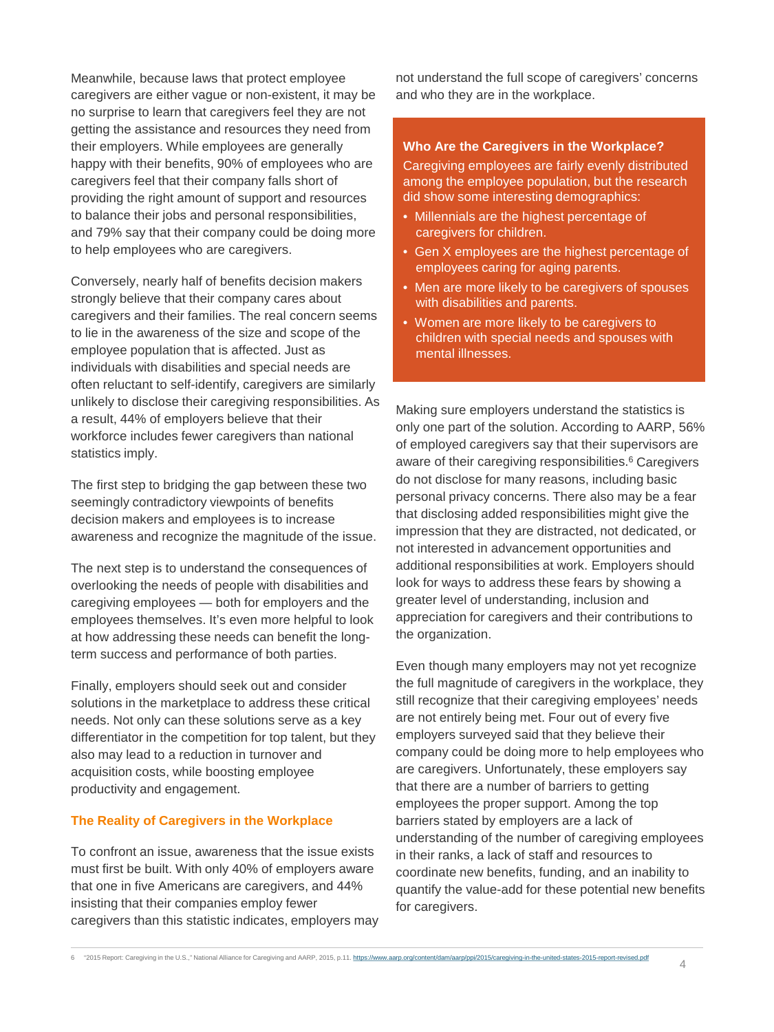Meanwhile, because laws that protect employee caregivers are either vague or non-existent, it may be no surprise to learn that caregivers feel they are not getting the assistance and resources they need from their employers. While employees are generally happy with their benefits, 90% of employees who are caregivers feel that their company falls short of providing the right amount of support and resources to balance their jobs and personal responsibilities, and 79% say that their company could be doing more to help employees who are caregivers.

Conversely, nearly half of benefits decision makers strongly believe that their company cares about caregivers and their families. The real concern seems to lie in the awareness of the size and scope of the employee population that is affected. Just as individuals with disabilities and special needs are often reluctant to self-identify, caregivers are similarly unlikely to disclose their caregiving responsibilities. As a result, 44% of employers believe that their workforce includes fewer caregivers than national statistics imply.

The first step to bridging the gap between these two seemingly contradictory viewpoints of benefits decision makers and employees is to increase awareness and recognize the magnitude of the issue.

The next step is to understand the consequences of overlooking the needs of people with disabilities and caregiving employees — both for employers and the employees themselves. It's even more helpful to look at how addressing these needs can benefit the long-term success and performance of both parties.

Finally, employers should seek out and consider solutions in the marketplace to address these critical needs. Not only can these solutions serve as a key differentiator in the competition for top talent, but they also may lead to a reduction in turnover and acquisition costs, while boosting employee productivity and engagement.

## The Reality of Caregivers in the Workplace

To confront an issue, awareness that the issue exists must first be built. With only 40% of employers aware that one in five Americans are caregivers, and 44% insisting that their companies employ fewer caregivers than this statistic indicates, employers may not understand the full scope of caregivers' concerns and who they are in the workplace.

**Who Are the Caregivers in the Workplace?**

Caregiving employees are fairly evenly distributed among the employee population, but the research did show some interesting demographics:

- Millennials are the highest percentage of caregivers for children.
- Gen X employees are the highest percentage of employees caring for aging parents.
- Men are more likely to be caregivers of spouses with disabilities and parents.
- Women are more likely to be caregivers to children with special needs and spouses with mental illnesses.

Making sure employers understand the statistics is only one part of the solution. According to AARP, 56% of employed caregivers say that their supervisors are aware of their caregiving responsibilities.[6] Caregivers do not disclose for many reasons, including basic personal privacy concerns. There also may be a fear that disclosing added responsibilities might give the impression that they are distracted, not dedicated, or not interested in advancement opportunities and additional responsibilities at work. Employers should look for ways to address these fears by showing a greater level of understanding, inclusion and appreciation for caregivers and their contributions to the organization.

Even though many employers may not yet recognize the full magnitude of caregivers in the workplace, they still recognize that their caregiving employees' needs are not entirely being met. Four out of every five employers surveyed said that they believe their company could be doing more to help employees who are caregivers. Unfortunately, these employers say that there are a number of barriers to getting employees the proper support. Among the top barriers stated by employers are a lack of understanding of the number of caregiving employees in their ranks, a lack of staff and resources to coordinate new benefits, funding, and an inability to quantify the value-add for these potential new benefits for caregivers.

6 "2015 Report: Caregiving in the U.S.," National Alliance for Caregiving and AARP, 2015, p.11. https://www.aarp.org/content/dam/aarp/ppi/2015/caregiving-in-the-united-states-2015-report-revised.pdf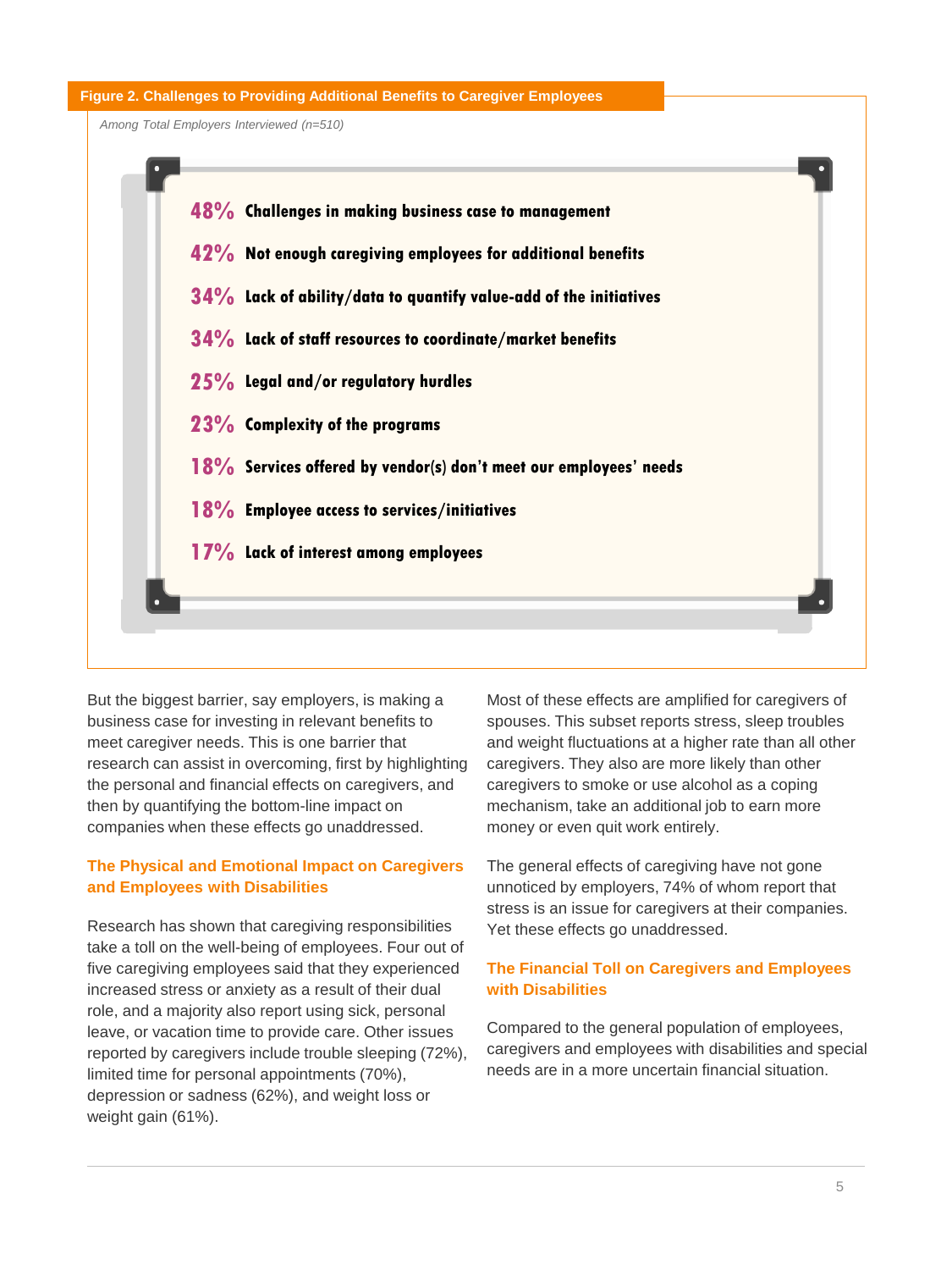**Figure 2. Challenges to Providing Additional Benefits to Caregiver Employees**

*Among Total Employers Interviewed (n=510)*

- **48%** Challenges in making business case to management
- **42%** Not enough caregiving employees for additional benefits
- **34%** Lack of ability/data to quantify value-add of the initiatives
- **34%** Lack of staff resources to coordinate/market benefits
- **25%** Legal and/or regulatory hurdles
- **23%** Complexity of the programs
- **18%** Services offered by vendor(s) don't meet our employees' needs
- **18%** Employee access to services/initiatives
- **17%** Lack of interest among employees

But the biggest barrier, say employers, is making a business case for investing in relevant benefits to meet caregiver needs. This is one barrier that research can assist in overcoming, first by highlighting the personal and financial effects on caregivers, and then by quantifying the bottom-line impact on companies when these effects go unaddressed.

## The Physical and Emotional Impact on Caregivers and Employees with Disabilities

Research has shown that caregiving responsibilities take a toll on the well-being of employees. Four out of five caregiving employees said that they experienced increased stress or anxiety as a result of their dual role, and a majority also report using sick, personal leave, or vacation time to provide care. Other issues reported by caregivers include trouble sleeping (72%), limited time for personal appointments (70%), depression or sadness (62%), and weight loss or weight gain (61%).

Most of these effects are amplified for caregivers of spouses. This subset reports stress, sleep troubles and weight fluctuations at a higher rate than all other caregivers. They also are more likely than other caregivers to smoke or use alcohol as a coping mechanism, take an additional job to earn more money or even quit work entirely.

The general effects of caregiving have not gone unnoticed by employers, 74% of whom report that stress is an issue for caregivers at their companies. Yet these effects go unaddressed.

## The Financial Toll on Caregivers and Employees with Disabilities

Compared to the general population of employees, caregivers and employees with disabilities and special needs are in a more uncertain financial situation.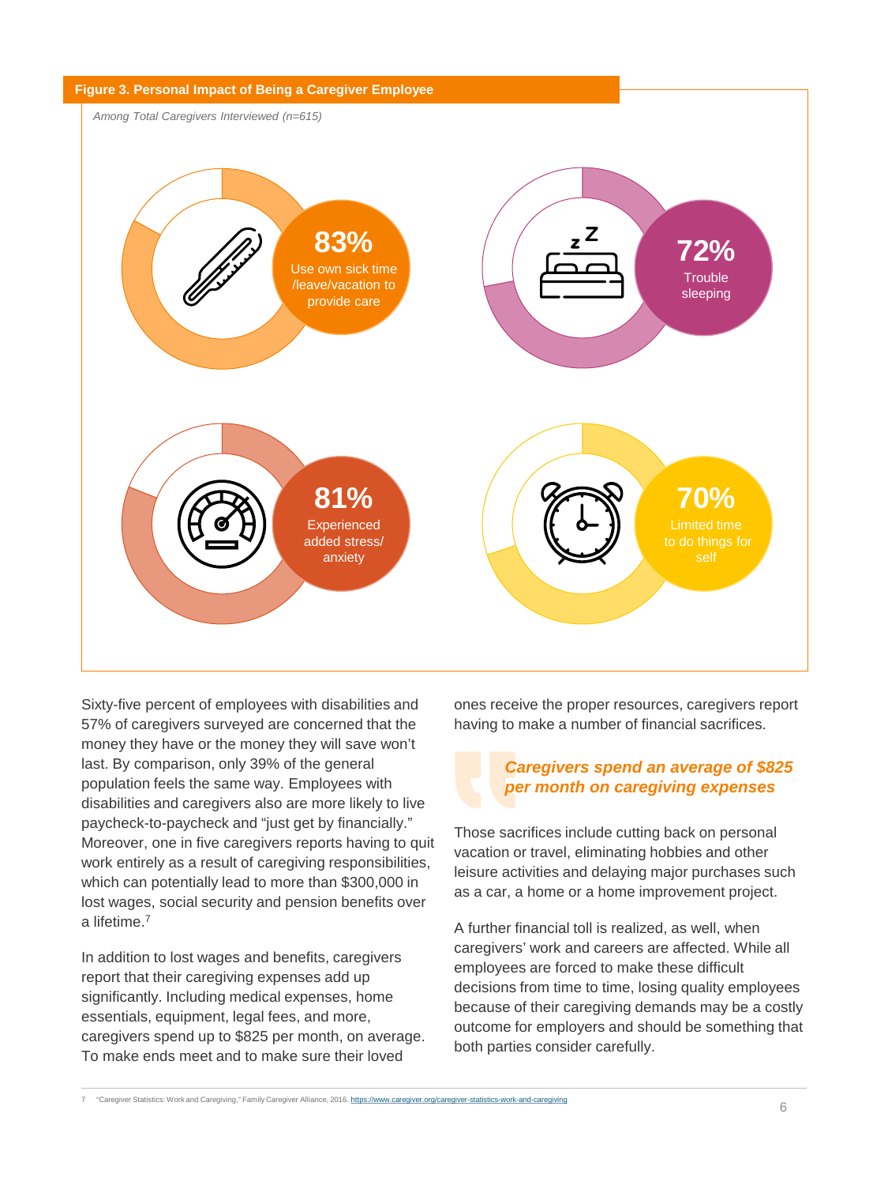**Figure 3. Personal Impact of Being a Caregiver Employee**

*Among Total Caregivers Interviewed (n=615)*

**83%** Use own sick time /leave/vacation to provide care

**72%** Trouble sleeping

**81%** Experienced added stress/ anxiety

**70%** Limited time to do things for self

Sixty-five percent of employees with disabilities and 57% of caregivers surveyed are concerned that the money they have or the money they will save won't last. By comparison, only 39% of the general population feels the same way. Employees with disabilities and caregivers also are more likely to live paycheck-to-paycheck and "just get by financially." Moreover, one in five caregivers reports having to quit work entirely as a result of caregiving responsibilities, which can potentially lead to more than $300,000 in lost wages, social security and pension benefits over a lifetime.[7]

In addition to lost wages and benefits, caregivers report that their caregiving expenses add up significantly. Including medical expenses, home essentials, equipment, legal fees, and more, caregivers spend up to $825 per month, on average. To make ends meet and to make sure their loved ones receive the proper resources, caregivers report having to make a number of financial sacrifices.

> ***Caregivers spend an average of $825 per month on caregiving expenses***

Those sacrifices include cutting back on personal vacation or travel, eliminating hobbies and other leisure activities and delaying major purchases such as a car, a home or a home improvement project.

A further financial toll is realized, as well, when caregivers' work and careers are affected. While all employees are forced to make these difficult decisions from time to time, losing quality employees because of their caregiving demands may be a costly outcome for employers and should be something that both parties consider carefully.

7 "Caregiver Statistics: Work and Caregiving," Family Caregiver Alliance, 2016. https://www.caregiver.org/caregiver-statistics-work-and-caregiving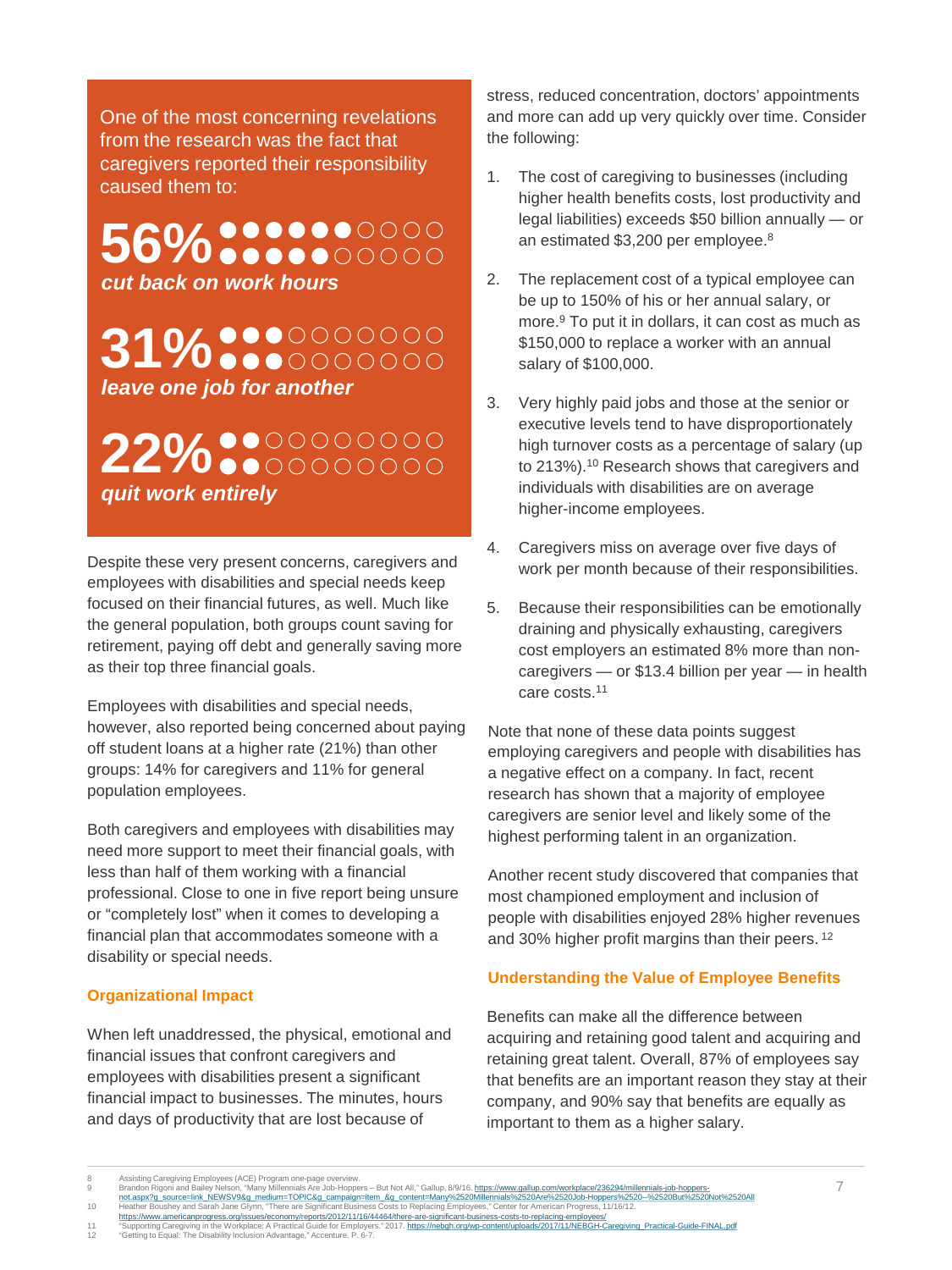One of the most concerning revelations from the research was the fact that caregivers reported their responsibility caused them to:

**56%** ***cut back on work hours***

**31%** ***leave one job for another***

**22%** ***quit work entirely***

Despite these very present concerns, caregivers and employees with disabilities and special needs keep focused on their financial futures, as well. Much like the general population, both groups count saving for retirement, paying off debt and generally saving more as their top three financial goals.

Employees with disabilities and special needs, however, also reported being concerned about paying off student loans at a higher rate (21%) than other groups: 14% for caregivers and 11% for general population employees.

Both caregivers and employees with disabilities may need more support to meet their financial goals, with less than half of them working with a financial professional. Close to one in five report being unsure or "completely lost" when it comes to developing a financial plan that accommodates someone with a disability or special needs.

### Organizational Impact

When left unaddressed, the physical, emotional and financial issues that confront caregivers and employees with disabilities present a significant financial impact to businesses. The minutes, hours and days of productivity that are lost because of stress, reduced concentration, doctors' appointments and more can add up very quickly over time. Consider the following:

1. The cost of caregiving to businesses (including higher health benefits costs, lost productivity and legal liabilities) exceeds $50 billion annually — or an estimated $3,200 per employee.[8]

2. The replacement cost of a typical employee can be up to 150% of his or her annual salary, or more.[9] To put it in dollars, it can cost as much as $150,000 to replace a worker with an annual salary of $100,000.

3. Very highly paid jobs and those at the senior or executive levels tend to have disproportionately high turnover costs as a percentage of salary (up to 213%).[10] Research shows that caregivers and individuals with disabilities are on average higher-income employees.

4. Caregivers miss on average over five days of work per month because of their responsibilities.

5. Because their responsibilities can be emotionally draining and physically exhausting, caregivers cost employers an estimated 8% more than non-caregivers — or $13.4 billion per year — in health care costs.[11]

Note that none of these data points suggest employing caregivers and people with disabilities has a negative effect on a company. In fact, recent research has shown that a majority of employee caregivers are senior level and likely some of the highest performing talent in an organization.

Another recent study discovered that companies that most championed employment and inclusion of people with disabilities enjoyed 28% higher revenues and 30% higher profit margins than their peers.[12]

### Understanding the Value of Employee Benefits

Benefits can make all the difference between acquiring and retaining good talent and acquiring and retaining great talent. Overall, 87% of employees say that benefits are an important reason they stay at their company, and 90% say that benefits are equally as important to them as a higher salary.

---

8 Assisting Caregiving Employees (ACE) Program one-page overview.
9 Brandon Rigoni and Bailey Nelson, "Many Millennials Are Job-Hoppers – But Not All," Gallup, 8/9/16. https://www.gallup.com/workplace/236294/millennials-job-hoppers-not.aspx?g_source=link_NEWSV9&g_medium=TOPIC&g_campaign=item_&g_content=Many%2520Millennials%2520Are%2520Job-Hoppers%2520--%2520But%2520Not%2520All
10 Heather Boushey and Sarah Jane Glynn, "There are Significant Business Costs to Replacing Employees," Center for American Progress, 11/16/12. https://www.americanprogress.org/issues/economy/reports/2012/11/16/44464/there-are-significant-business-costs-to-replacing-employees/
11 "Supporting Caregiving in the Workplace: A Practical Guide for Employers." 2017. https://nebgh.org/wp-content/uploads/2017/11/NEBGH-Caregiving_Practical-Guide-FINAL.pdf
12 "Getting to Equal: The Disability Inclusion Advantage," Accenture, P. 6-7.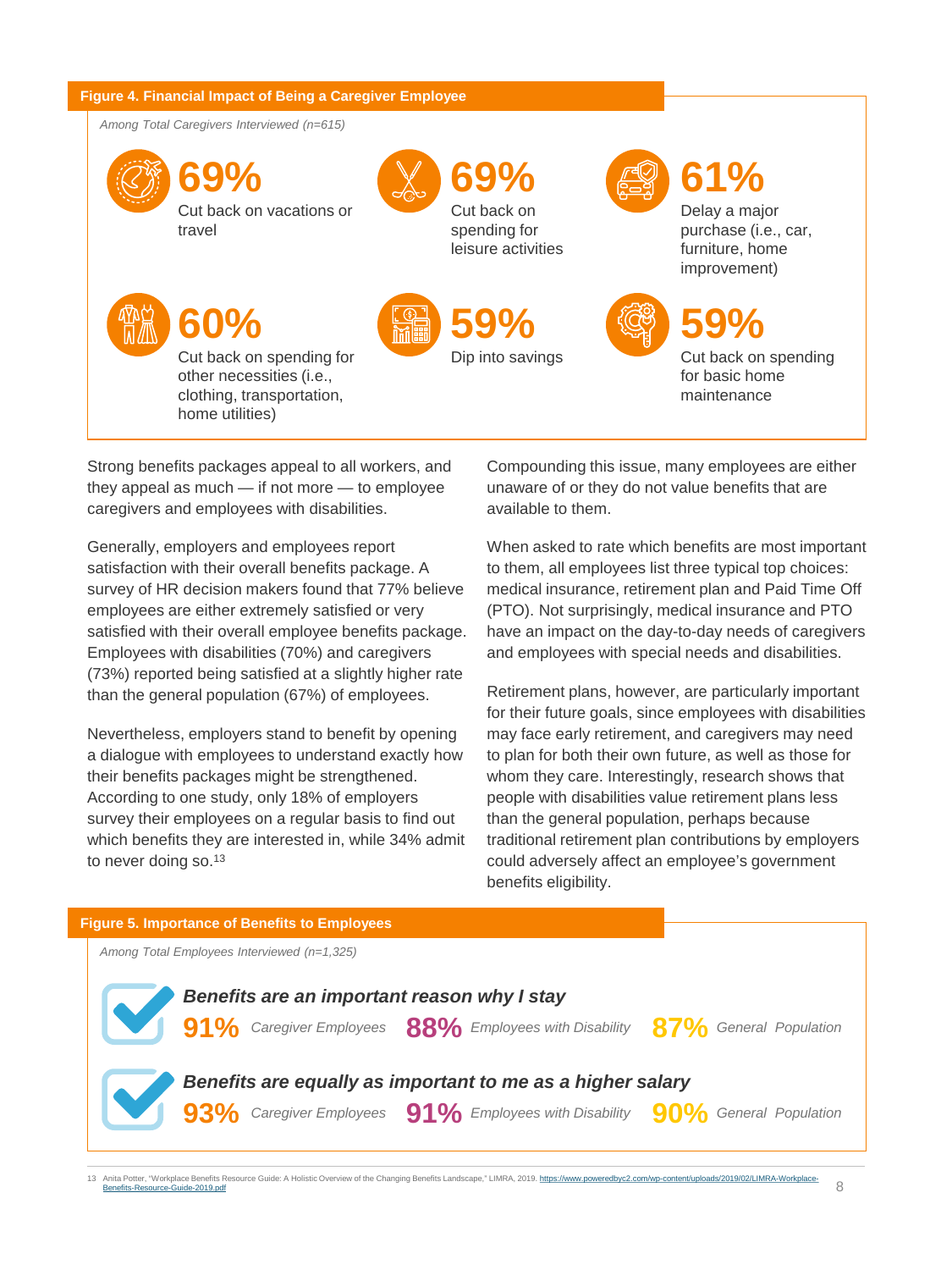**Figure 4. Financial Impact of Being a Caregiver Employee**

*Among Total Caregivers Interviewed (n=615)*

**69%** Cut back on vacations or travel

**69%** Cut back on spending for leisure activities

**61%** Delay a major purchase (i.e., car, furniture, home improvement)

**60%** Cut back on spending for other necessities (i.e., clothing, transportation, home utilities)

**59%** Dip into savings

**59%** Cut back on spending for basic home maintenance

Strong benefits packages appeal to all workers, and they appeal as much — if not more — to employee caregivers and employees with disabilities.

Generally, employers and employees report satisfaction with their overall benefits package. A survey of HR decision makers found that 77% believe employees are either extremely satisfied or very satisfied with their overall employee benefits package. Employees with disabilities (70%) and caregivers (73%) reported being satisfied at a slightly higher rate than the general population (67%) of employees.

Nevertheless, employers stand to benefit by opening a dialogue with employees to understand exactly how their benefits packages might be strengthened. According to one study, only 18% of employers survey their employees on a regular basis to find out which benefits they are interested in, while 34% admit to never doing so.[13]

Compounding this issue, many employees are either unaware of or they do not value benefits that are available to them.

When asked to rate which benefits are most important to them, all employees list three typical top choices: medical insurance, retirement plan and Paid Time Off (PTO). Not surprisingly, medical insurance and PTO have an impact on the day-to-day needs of caregivers and employees with special needs and disabilities.

Retirement plans, however, are particularly important for their future goals, since employees with disabilities may face early retirement, and caregivers may need to plan for both their own future, as well as those for whom they care. Interestingly, research shows that people with disabilities value retirement plans less than the general population, perhaps because traditional retirement plan contributions by employers could adversely affect an employee's government benefits eligibility.

**Figure 5. Importance of Benefits to Employees**

*Among Total Employees Interviewed (n=1,325)*

***Benefits are an important reason why I stay***

**91%** *Caregiver Employees* **88%** *Employees with Disability* **87%** *General Population*

***Benefits are equally as important to me as a higher salary***

**93%** *Caregiver Employees* **91%** *Employees with Disability* **90%** *General Population*

13 Anita Potter, "Workplace Benefits Resource Guide: A Holistic Overview of the Changing Benefits Landscape," LIMRA, 2019. https://www.poweredbyc2.com/wp-content/uploads/2019/02/LIMRA-Workplace-Benefits-Resource-Guide-2019.pdf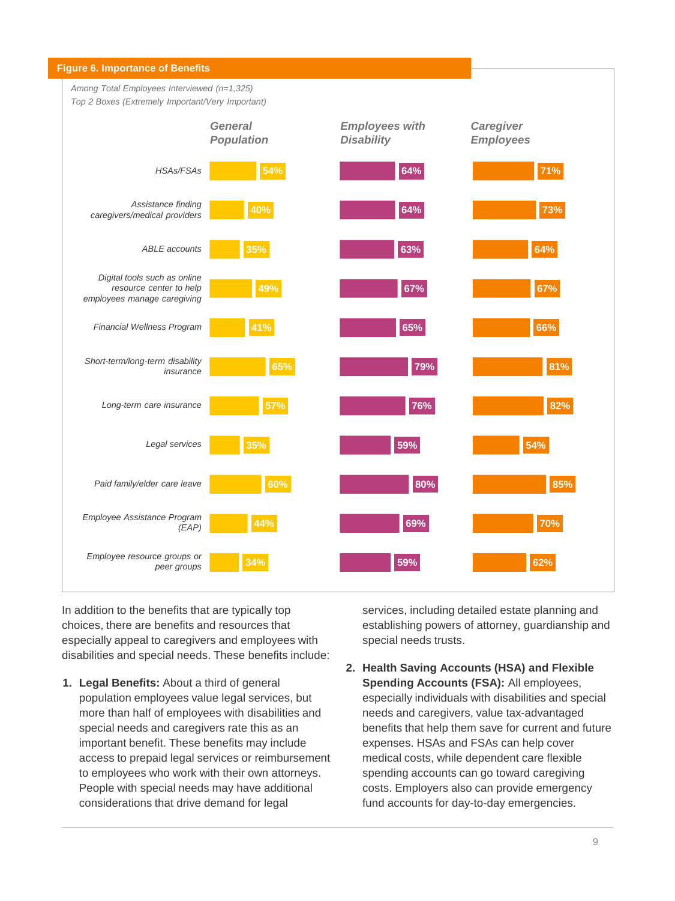**Figure 6. Importance of Benefits**

*Among Total Employees Interviewed (n=1,325)*
*Top 2 Boxes (Extremely Important/Very Important)*

| | General Population | Employees with Disability | Caregiver Employees |
|---|---|---|---|
| HSAs/FSAs | 54% | 64% | 71% |
| Assistance finding caregivers/medical providers | 40% | 64% | 73% |
| ABLE accounts | 35% | 63% | 64% |
| Digital tools such as online resource center to help employees manage caregiving | 49% | 67% | 67% |
| Financial Wellness Program | 41% | 65% | 66% |
| Short-term/long-term disability insurance | 65% | 79% | 81% |
| Long-term care insurance | 57% | 76% | 82% |
| Legal services | 35% | 59% | 54% |
| Paid family/elder care leave | 60% | 80% | 85% |
| Employee Assistance Program (EAP) | 44% | 69% | 70% |
| Employee resource groups or peer groups | 34% | 59% | 62% |

In addition to the benefits that are typically top choices, there are benefits and resources that especially appeal to caregivers and employees with disabilities and special needs. These benefits include:

1. **Legal Benefits:** About a third of general population employees value legal services, but more than half of employees with disabilities and special needs and caregivers rate this as an important benefit. These benefits may include access to prepaid legal services or reimbursement to employees who work with their own attorneys. People with special needs may have additional considerations that drive demand for legal services, including detailed estate planning and establishing powers of attorney, guardianship and special needs trusts.

2. **Health Saving Accounts (HSA) and Flexible Spending Accounts (FSA):** All employees, especially individuals with disabilities and special needs and caregivers, value tax-advantaged benefits that help them save for current and future expenses. HSAs and FSAs can help cover medical costs, while dependent care flexible spending accounts can go toward caregiving costs. Employers also can provide emergency fund accounts for day-to-day emergencies.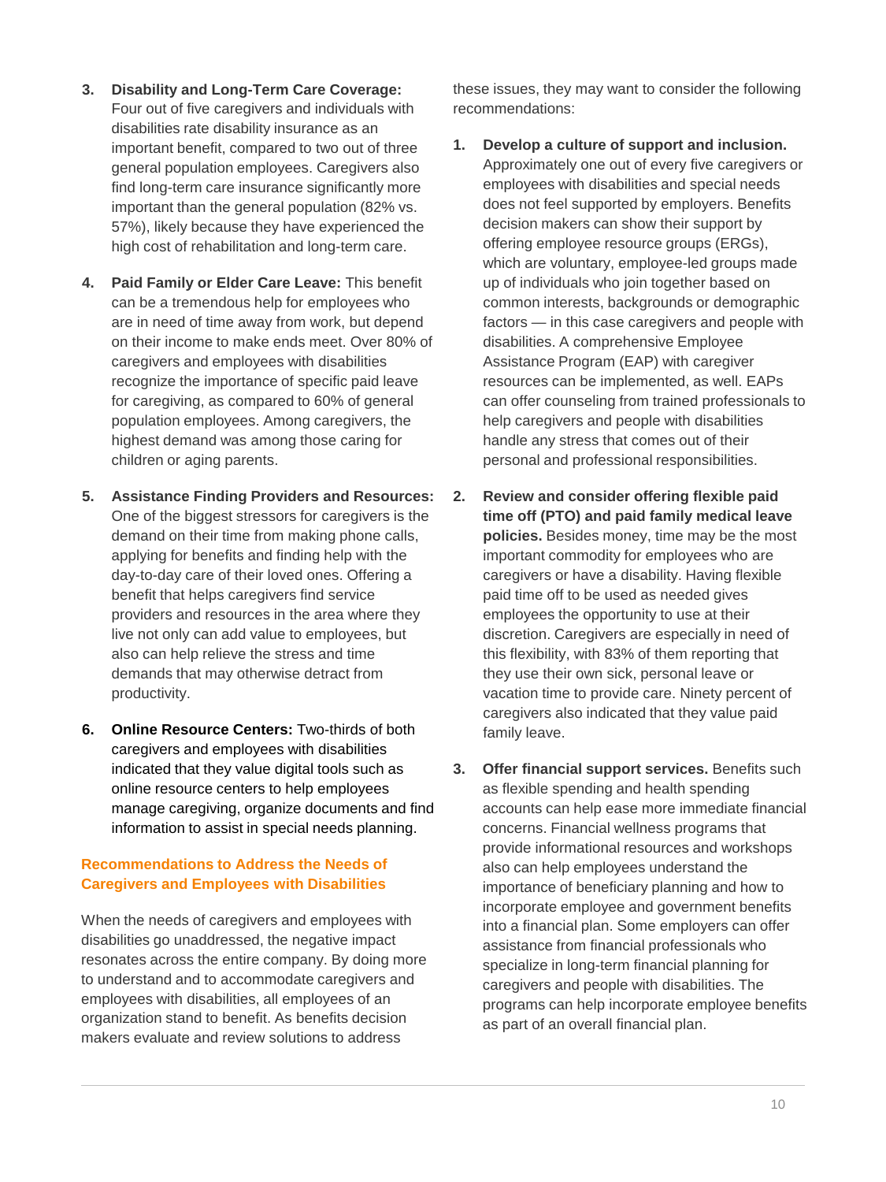3. **Disability and Long-Term Care Coverage:** Four out of five caregivers and individuals with disabilities rate disability insurance as an important benefit, compared to two out of three general population employees. Caregivers also find long-term care insurance significantly more important than the general population (82% vs. 57%), likely because they have experienced the high cost of rehabilitation and long-term care.

4. **Paid Family or Elder Care Leave:** This benefit can be a tremendous help for employees who are in need of time away from work, but depend on their income to make ends meet. Over 80% of caregivers and employees with disabilities recognize the importance of specific paid leave for caregiving, as compared to 60% of general population employees. Among caregivers, the highest demand was among those caring for children or aging parents.

5. **Assistance Finding Providers and Resources:** One of the biggest stressors for caregivers is the demand on their time from making phone calls, applying for benefits and finding help with the day-to-day care of their loved ones. Offering a benefit that helps caregivers find service providers and resources in the area where they live not only can add value to employees, but also can help relieve the stress and time demands that may otherwise detract from productivity.

6. **Online Resource Centers:** Two-thirds of both caregivers and employees with disabilities indicated that they value digital tools such as online resource centers to help employees manage caregiving, organize documents and find information to assist in special needs planning.

## Recommendations to Address the Needs of Caregivers and Employees with Disabilities

When the needs of caregivers and employees with disabilities go unaddressed, the negative impact resonates across the entire company. By doing more to understand and to accommodate caregivers and employees with disabilities, all employees of an organization stand to benefit. As benefits decision makers evaluate and review solutions to address these issues, they may want to consider the following recommendations:

1. **Develop a culture of support and inclusion.** Approximately one out of every five caregivers or employees with disabilities and special needs does not feel supported by employers. Benefits decision makers can show their support by offering employee resource groups (ERGs), which are voluntary, employee-led groups made up of individuals who join together based on common interests, backgrounds or demographic factors — in this case caregivers and people with disabilities. A comprehensive Employee Assistance Program (EAP) with caregiver resources can be implemented, as well. EAPs can offer counseling from trained professionals to help caregivers and people with disabilities handle any stress that comes out of their personal and professional responsibilities.

2. **Review and consider offering flexible paid time off (PTO) and paid family medical leave policies.** Besides money, time may be the most important commodity for employees who are caregivers or have a disability. Having flexible paid time off to be used as needed gives employees the opportunity to use at their discretion. Caregivers are especially in need of this flexibility, with 83% of them reporting that they use their own sick, personal leave or vacation time to provide care. Ninety percent of caregivers also indicated that they value paid family leave.

3. **Offer financial support services.** Benefits such as flexible spending and health spending accounts can help ease more immediate financial concerns. Financial wellness programs that provide informational resources and workshops also can help employees understand the importance of beneficiary planning and how to incorporate employee and government benefits into a financial plan. Some employers can offer assistance from financial professionals who specialize in long-term financial planning for caregivers and people with disabilities. The programs can help incorporate employee benefits as part of an overall financial plan.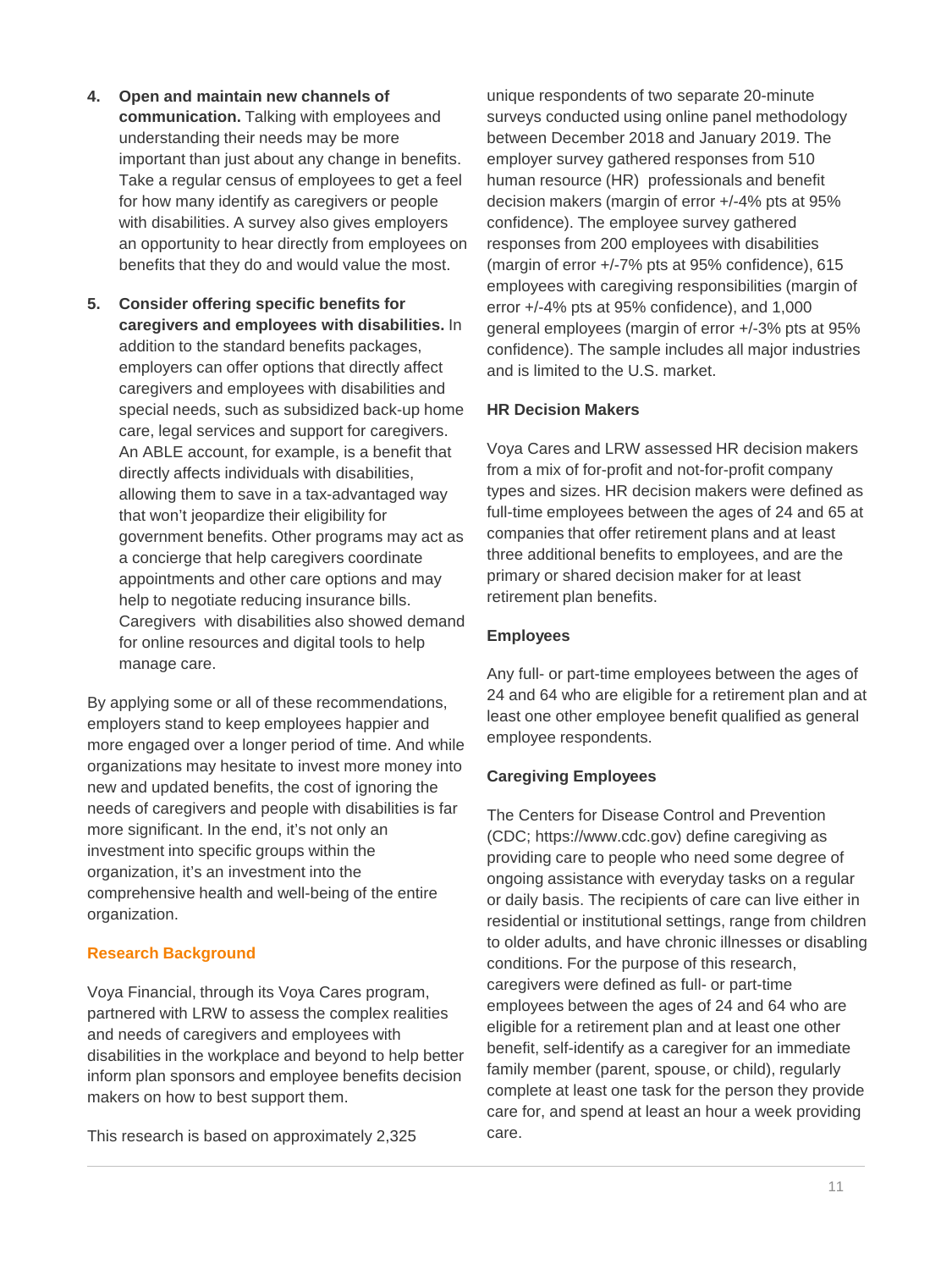4. **Open and maintain new channels of communication.** Talking with employees and understanding their needs may be more important than just about any change in benefits. Take a regular census of employees to get a feel for how many identify as caregivers or people with disabilities. A survey also gives employers an opportunity to hear directly from employees on benefits that they do and would value the most.

5. **Consider offering specific benefits for caregivers and employees with disabilities.** In addition to the standard benefits packages, employers can offer options that directly affect caregivers and employees with disabilities and special needs, such as subsidized back-up home care, legal services and support for caregivers. An ABLE account, for example, is a benefit that directly affects individuals with disabilities, allowing them to save in a tax-advantaged way that won't jeopardize their eligibility for government benefits. Other programs may act as a concierge that help caregivers coordinate appointments and other care options and may help to negotiate reducing insurance bills. Caregivers with disabilities also showed demand for online resources and digital tools to help manage care.

By applying some or all of these recommendations, employers stand to keep employees happier and more engaged over a longer period of time. And while organizations may hesitate to invest more money into new and updated benefits, the cost of ignoring the needs of caregivers and people with disabilities is far more significant. In the end, it's not only an investment into specific groups within the organization, it's an investment into the comprehensive health and well-being of the entire organization.

## Research Background

Voya Financial, through its Voya Cares program, partnered with LRW to assess the complex realities and needs of caregivers and employees with disabilities in the workplace and beyond to help better inform plan sponsors and employee benefits decision makers on how to best support them.

This research is based on approximately 2,325 unique respondents of two separate 20-minute surveys conducted using online panel methodology between December 2018 and January 2019. The employer survey gathered responses from 510 human resource (HR) professionals and benefit decision makers (margin of error +/-4% pts at 95% confidence). The employee survey gathered responses from 200 employees with disabilities (margin of error +/-7% pts at 95% confidence), 615 employees with caregiving responsibilities (margin of error +/-4% pts at 95% confidence), and 1,000 general employees (margin of error +/-3% pts at 95% confidence). The sample includes all major industries and is limited to the U.S. market.

### HR Decision Makers

Voya Cares and LRW assessed HR decision makers from a mix of for-profit and not-for-profit company types and sizes. HR decision makers were defined as full-time employees between the ages of 24 and 65 at companies that offer retirement plans and at least three additional benefits to employees, and are the primary or shared decision maker for at least retirement plan benefits.

### Employees

Any full- or part-time employees between the ages of 24 and 64 who are eligible for a retirement plan and at least one other employee benefit qualified as general employee respondents.

### Caregiving Employees

The Centers for Disease Control and Prevention (CDC; https://www.cdc.gov) define caregiving as providing care to people who need some degree of ongoing assistance with everyday tasks on a regular or daily basis. The recipients of care can live either in residential or institutional settings, range from children to older adults, and have chronic illnesses or disabling conditions. For the purpose of this research, caregivers were defined as full- or part-time employees between the ages of 24 and 64 who are eligible for a retirement plan and at least one other benefit, self-identify as a caregiver for an immediate family member (parent, spouse, or child), regularly complete at least one task for the person they provide care for, and spend at least an hour a week providing care.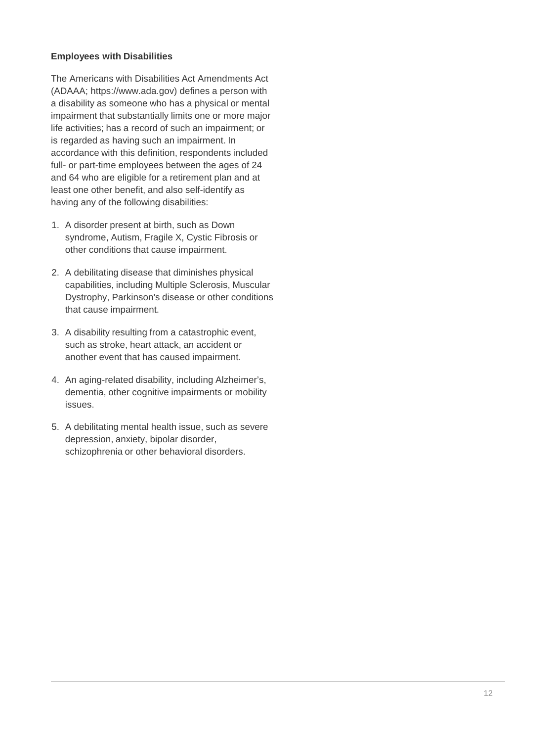**Employees with Disabilities**

The Americans with Disabilities Act Amendments Act (ADAAA; https://www.ada.gov) defines a person with a disability as someone who has a physical or mental impairment that substantially limits one or more major life activities; has a record of such an impairment; or is regarded as having such an impairment. In accordance with this definition, respondents included full- or part-time employees between the ages of 24 and 64 who are eligible for a retirement plan and at least one other benefit, and also self-identify as having any of the following disabilities:

1. A disorder present at birth, such as Down syndrome, Autism, Fragile X, Cystic Fibrosis or other conditions that cause impairment.
2. A debilitating disease that diminishes physical capabilities, including Multiple Sclerosis, Muscular Dystrophy, Parkinson's disease or other conditions that cause impairment.
3. A disability resulting from a catastrophic event, such as stroke, heart attack, an accident or another event that has caused impairment.
4. An aging-related disability, including Alzheimer's, dementia, other cognitive impairments or mobility issues.
5. A debilitating mental health issue, such as severe depression, anxiety, bipolar disorder, schizophrenia or other behavioral disorders.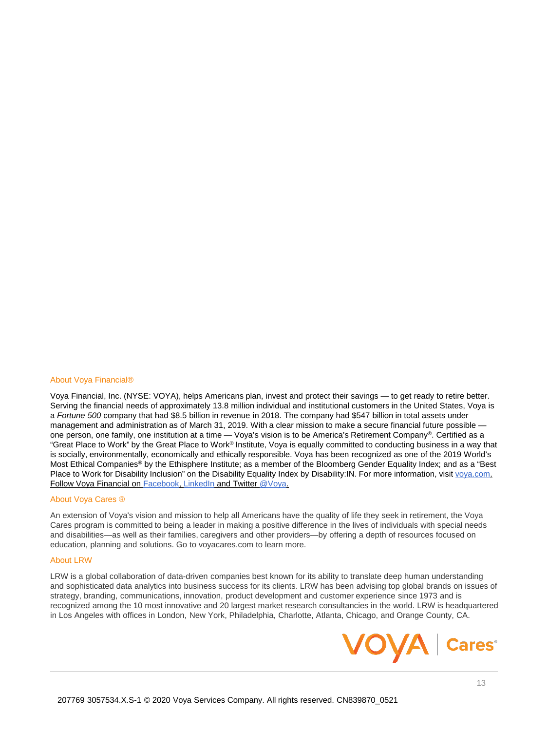## About Voya Financial®

Voya Financial, Inc. (NYSE: VOYA), helps Americans plan, invest and protect their savings — to get ready to retire better. Serving the financial needs of approximately 13.8 million individual and institutional customers in the United States, Voya is a *Fortune 500* company that had $8.5 billion in revenue in 2018. The company had $547 billion in total assets under management and administration as of March 31, 2019. With a clear mission to make a secure financial future possible — one person, one family, one institution at a time — Voya's vision is to be America's Retirement Company®. Certified as a "Great Place to Work" by the Great Place to Work® Institute, Voya is equally committed to conducting business in a way that is socially, environmentally, economically and ethically responsible. Voya has been recognized as one of the 2019 World's Most Ethical Companies® by the Ethisphere Institute; as a member of the Bloomberg Gender Equality Index; and as a "Best Place to Work for Disability Inclusion" on the Disability Equality Index by Disability:IN. For more information, visit voya.com. Follow Voya Financial on Facebook, LinkedIn and Twitter @Voya.

## About Voya Cares ®

An extension of Voya's vision and mission to help all Americans have the quality of life they seek in retirement, the Voya Cares program is committed to being a leader in making a positive difference in the lives of individuals with special needs and disabilities—as well as their families, caregivers and other providers—by offering a depth of resources focused on education, planning and solutions. Go to voyacares.com to learn more.

## About LRW

LRW is a global collaboration of data-driven companies best known for its ability to translate deep human understanding and sophisticated data analytics into business success for its clients. LRW has been advising top global brands on issues of strategy, branding, communications, innovation, product development and customer experience since 1973 and is recognized among the 10 most innovative and 20 largest market research consultancies in the world. LRW is headquartered in Los Angeles with offices in London, New York, Philadelphia, Charlotte, Atlanta, Chicago, and Orange County, CA.

VOYA | Cares®

207769 3057534.X.S-1 © 2020 Voya Services Company. All rights reserved. CN839870_0521